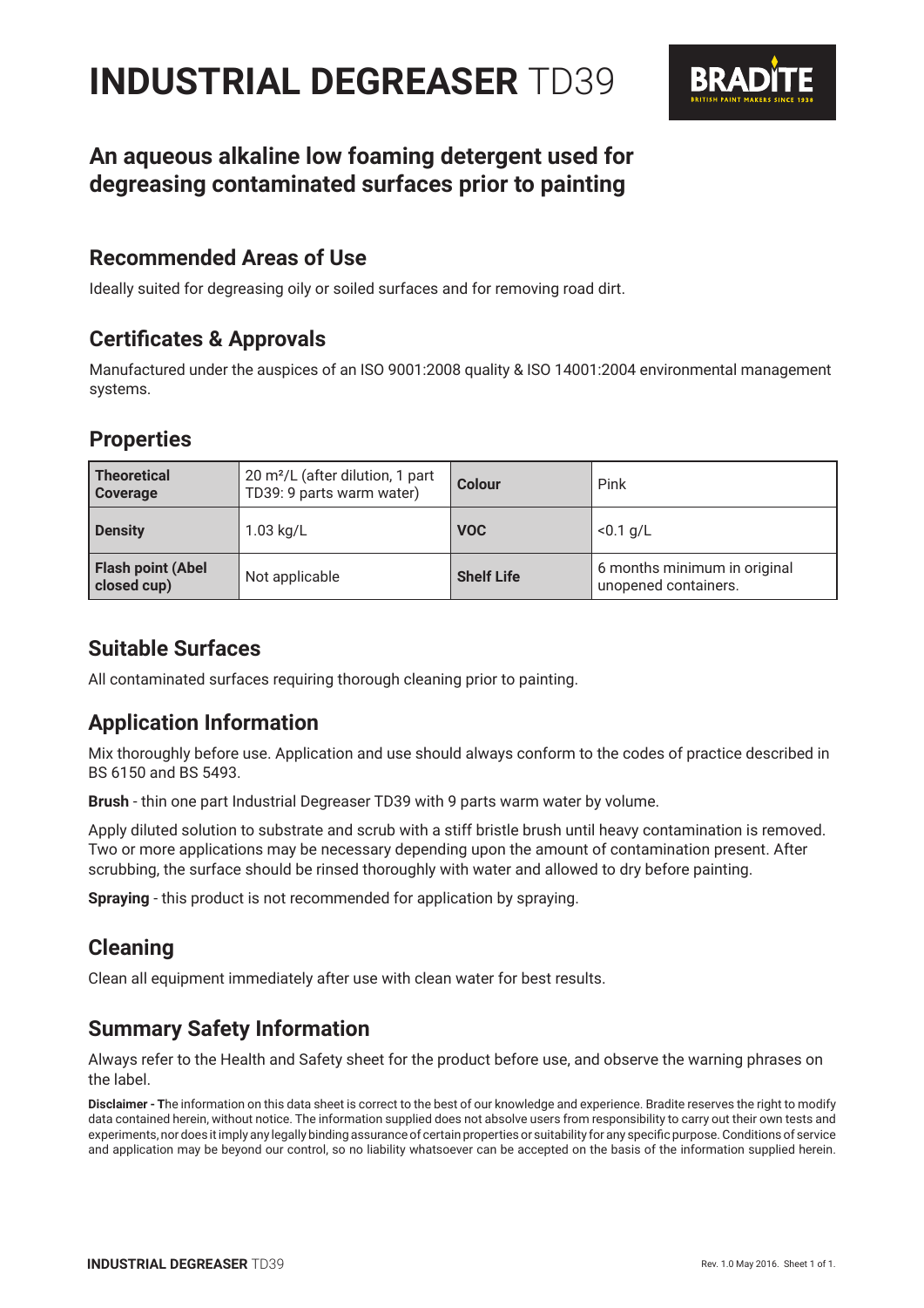# INDUSTRIAL DEGREASER TD39

## An aqueous alkaline low foaming detergent used for degreasing contaminated surfaces prior to painting

### Recommended Areas of Use

Ideally suited for degreasing oily or soiled surfaces and for removing road dirt.

### Certificates & Approvals

Manufactured under the auspices of an ISO 9001:2008 quality & ISO 14001:2004 environmental management systems.

### Properties

| **Theoretical Coverage** | 20 m²/L (after dilution, 1 part TD39: 9 parts warm water) | **Colour** | Pink |
|---|---|---|---|
| **Density** | 1.03 kg/L | **VOC** | <0.1 g/L |
| **Flash point (Abel closed cup)** | Not applicable | **Shelf Life** | 6 months minimum in original unopened containers. |

### Suitable Surfaces

All contaminated surfaces requiring thorough cleaning prior to painting.

### Application Information

Mix thoroughly before use. Application and use should always conform to the codes of practice described in BS 6150 and BS 5493.

**Brush** - thin one part Industrial Degreaser TD39 with 9 parts warm water by volume.

Apply diluted solution to substrate and scrub with a stiff bristle brush until heavy contamination is removed. Two or more applications may be necessary depending upon the amount of contamination present. After scrubbing, the surface should be rinsed thoroughly with water and allowed to dry before painting.

**Spraying** - this product is not recommended for application by spraying.

### Cleaning

Clean all equipment immediately after use with clean water for best results.

### Summary Safety Information

Always refer to the Health and Safety sheet for the product before use, and observe the warning phrases on the label.

**Disclaimer - T**he information on this data sheet is correct to the best of our knowledge and experience. Bradite reserves the right to modify data contained herein, without notice. The information supplied does not absolve users from responsibility to carry out their own tests and experiments, nor does it imply any legally binding assurance of certain properties or suitability for any specific purpose. Conditions of service and application may be beyond our control, so no liability whatsoever can be accepted on the basis of the information supplied herein.

Rev. 1.0 May 2016.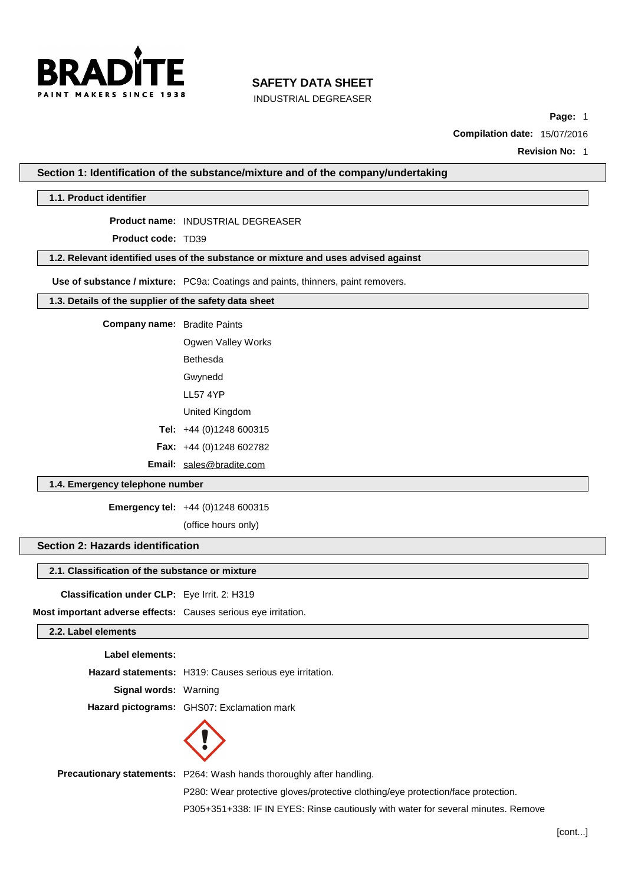# SAFETY DATA SHEET

INDUSTRIAL DEGREASER

**Compilation date:** 15/07/2016

**Revision No:** 1

## Section 1: Identification of the substance/mixture and of the company/undertaking

### 1.1. Product identifier

**Product name:** INDUSTRIAL DEGREASER

**Product code:** TD39

### 1.2. Relevant identified uses of the substance or mixture and uses advised against

**Use of substance / mixture:** PC9a: Coatings and paints, thinners, paint removers.

### 1.3. Details of the supplier of the safety data sheet

**Company name:** Bradite Paints

Ogwen Valley Works

Bethesda

Gwynedd

LL57 4YP

United Kingdom

**Tel:** +44 (0)1248 600315

**Fax:** +44 (0)1248 602782

**Email:** sales@bradite.com

### 1.4. Emergency telephone number

**Emergency tel:** +44 (0)1248 600315

(office hours only)

## Section 2: Hazards identification

### 2.1. Classification of the substance or mixture

**Classification under CLP:** Eye Irrit. 2: H319

**Most important adverse effects:** Causes serious eye irritation.

### 2.2. Label elements

**Label elements:**

**Hazard statements:** H319: Causes serious eye irritation.

**Signal words:** Warning

**Hazard pictograms:** GHS07: Exclamation mark

**Precautionary statements:** P264: Wash hands thoroughly after handling.

P280: Wear protective gloves/protective clothing/eye protection/face protection.

P305+351+338: IF IN EYES: Rinse cautiously with water for several minutes. Remove

[cont...]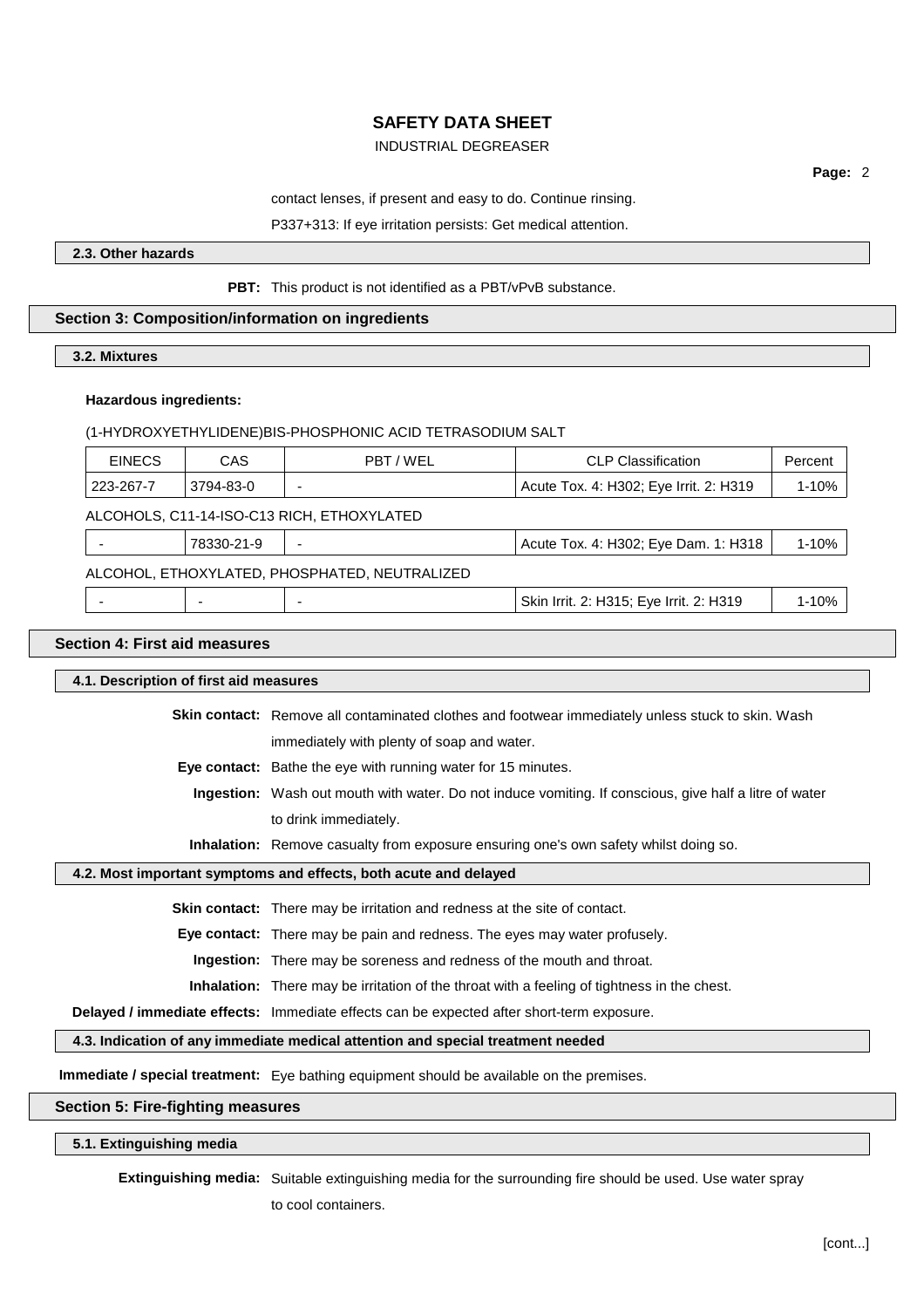contact lenses, if present and easy to do. Continue rinsing.

P337+313: If eye irritation persists: Get medical attention.

### 2.3. Other hazards

**PBT:** This product is not identified as a PBT/vPvB substance.

## Section 3: Composition/information on ingredients

### 3.2. Mixtures

**Hazardous ingredients:**

(1-HYDROXYETHYLIDENE)BIS-PHOSPHONIC ACID TETRASODIUM SALT

| EINECS | CAS | PBT / WEL | CLP Classification | Percent |
|---|---|---|---|---|
| 223-267-7 | 3794-83-0 | - | Acute Tox. 4: H302; Eye Irrit. 2: H319 | 1-10% |

ALCOHOLS, C11-14-ISO-C13 RICH, ETHOXYLATED

| EINECS | CAS | PBT / WEL | CLP Classification | Percent |
|---|---|---|---|---|
| - | 78330-21-9 | - | Acute Tox. 4: H302; Eye Dam. 1: H318 | 1-10% |

ALCOHOL, ETHOXYLATED, PHOSPHATED, NEUTRALIZED

| EINECS | CAS | PBT / WEL | CLP Classification | Percent |
|---|---|---|---|---|
| - | - | - | Skin Irrit. 2: H315; Eye Irrit. 2: H319 | 1-10% |

## Section 4: First aid measures

### 4.1. Description of first aid measures

**Skin contact:** Remove all contaminated clothes and footwear immediately unless stuck to skin. Wash immediately with plenty of soap and water.

**Eye contact:** Bathe the eye with running water for 15 minutes.

**Ingestion:** Wash out mouth with water. Do not induce vomiting. If conscious, give half a litre of water to drink immediately.

**Inhalation:** Remove casualty from exposure ensuring one's own safety whilst doing so.

### 4.2. Most important symptoms and effects, both acute and delayed

**Skin contact:** There may be irritation and redness at the site of contact.

**Eye contact:** There may be pain and redness. The eyes may water profusely.

**Ingestion:** There may be soreness and redness of the mouth and throat.

**Inhalation:** There may be irritation of the throat with a feeling of tightness in the chest.

**Delayed / immediate effects:** Immediate effects can be expected after short-term exposure.

### 4.3. Indication of any immediate medical attention and special treatment needed

**Immediate / special treatment:** Eye bathing equipment should be available on the premises.

## Section 5: Fire-fighting measures

### 5.1. Extinguishing media

**Extinguishing media:** Suitable extinguishing media for the surrounding fire should be used. Use water spray to cool containers.

[cont...]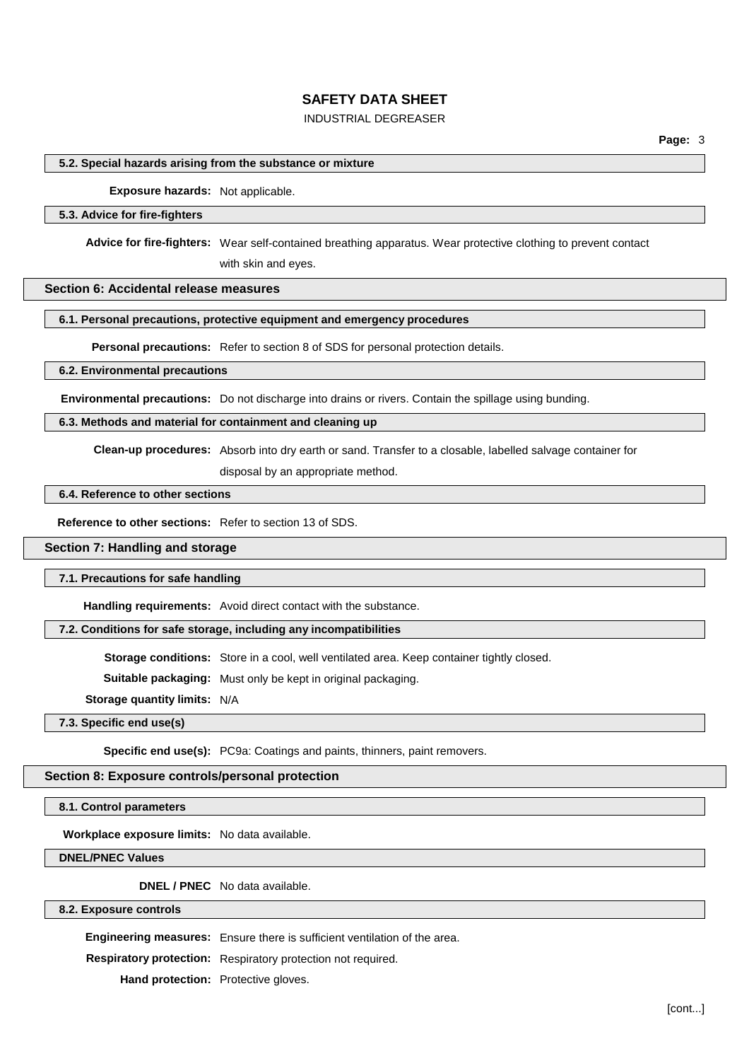### 5.2. Special hazards arising from the substance or mixture

**Exposure hazards:** Not applicable.

### 5.3. Advice for fire-fighters

**Advice for fire-fighters:** Wear self-contained breathing apparatus. Wear protective clothing to prevent contact with skin and eyes.

## Section 6: Accidental release measures

### 6.1. Personal precautions, protective equipment and emergency procedures

**Personal precautions:** Refer to section 8 of SDS for personal protection details.

### 6.2. Environmental precautions

**Environmental precautions:** Do not discharge into drains or rivers. Contain the spillage using bunding.

### 6.3. Methods and material for containment and cleaning up

**Clean-up procedures:** Absorb into dry earth or sand. Transfer to a closable, labelled salvage container for disposal by an appropriate method.

### 6.4. Reference to other sections

**Reference to other sections:** Refer to section 13 of SDS.

## Section 7: Handling and storage

### 7.1. Precautions for safe handling

**Handling requirements:** Avoid direct contact with the substance.

### 7.2. Conditions for safe storage, including any incompatibilities

**Storage conditions:** Store in a cool, well ventilated area. Keep container tightly closed.

**Suitable packaging:** Must only be kept in original packaging.

**Storage quantity limits:** N/A

### 7.3. Specific end use(s)

**Specific end use(s):** PC9a: Coatings and paints, thinners, paint removers.

## Section 8: Exposure controls/personal protection

### 8.1. Control parameters

**Workplace exposure limits:** No data available.

### DNEL/PNEC Values

**DNEL / PNEC** No data available.

### 8.2. Exposure controls

**Engineering measures:** Ensure there is sufficient ventilation of the area.

**Respiratory protection:** Respiratory protection not required.

**Hand protection:** Protective gloves.

[cont...]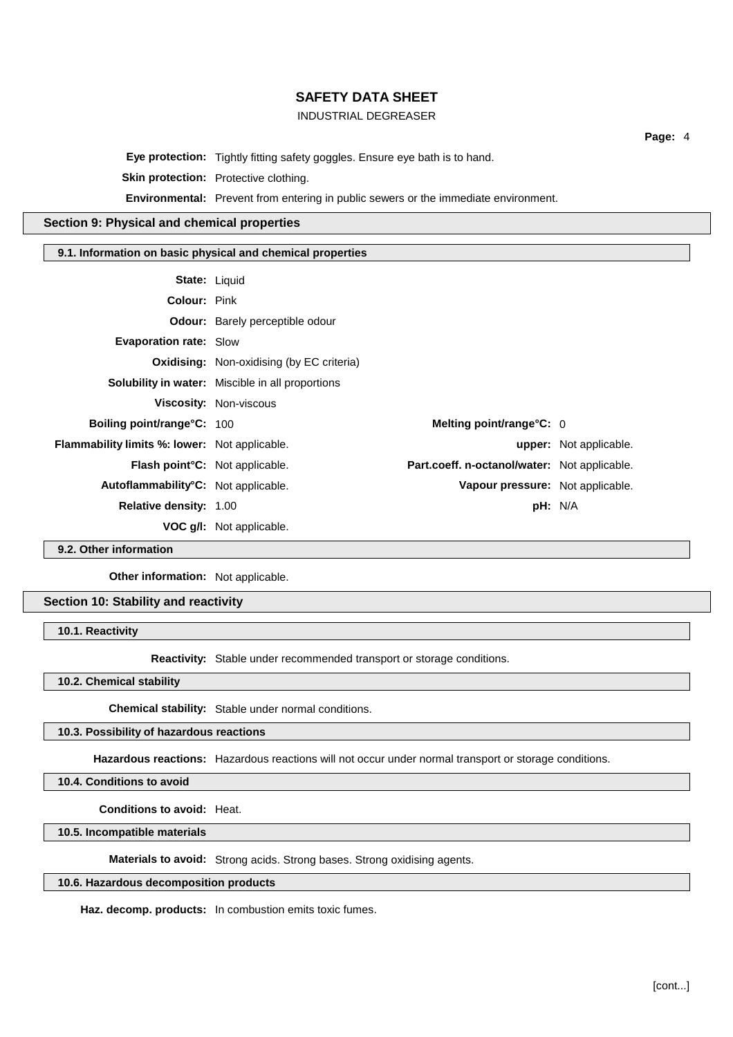**Eye protection:** Tightly fitting safety goggles. Ensure eye bath is to hand.

**Skin protection:** Protective clothing.

**Environmental:** Prevent from entering in public sewers or the immediate environment.

## Section 9: Physical and chemical properties

### 9.1. Information on basic physical and chemical properties

**State:** Liquid

**Colour:** Pink

**Odour:** Barely perceptible odour

**Evaporation rate:** Slow

**Oxidising:** Non-oxidising (by EC criteria)

**Solubility in water:** Miscible in all proportions

**Viscosity:** Non-viscous

| | | | |
|---|---|---|---|
| **Boiling point/range°C:** | 100 | **Melting point/range°C:** | 0 |
| **Flammability limits %: lower:** | Not applicable. | **upper:** | Not applicable. |
| **Flash point°C:** | Not applicable. | **Part.coeff. n-octanol/water:** | Not applicable. |
| **Autoflammability°C:** | Not applicable. | **Vapour pressure:** | Not applicable. |
| **Relative density:** | 1.00 | **pH:** | N/A |
| **VOC g/l:** | Not applicable. | | |

### 9.2. Other information

**Other information:** Not applicable.

## Section 10: Stability and reactivity

### 10.1. Reactivity

**Reactivity:** Stable under recommended transport or storage conditions.

### 10.2. Chemical stability

**Chemical stability:** Stable under normal conditions.

### 10.3. Possibility of hazardous reactions

**Hazardous reactions:** Hazardous reactions will not occur under normal transport or storage conditions.

### 10.4. Conditions to avoid

**Conditions to avoid:** Heat.

### 10.5. Incompatible materials

**Materials to avoid:** Strong acids. Strong bases. Strong oxidising agents.

### 10.6. Hazardous decomposition products

**Haz. decomp. products:** In combustion emits toxic fumes.

[cont...]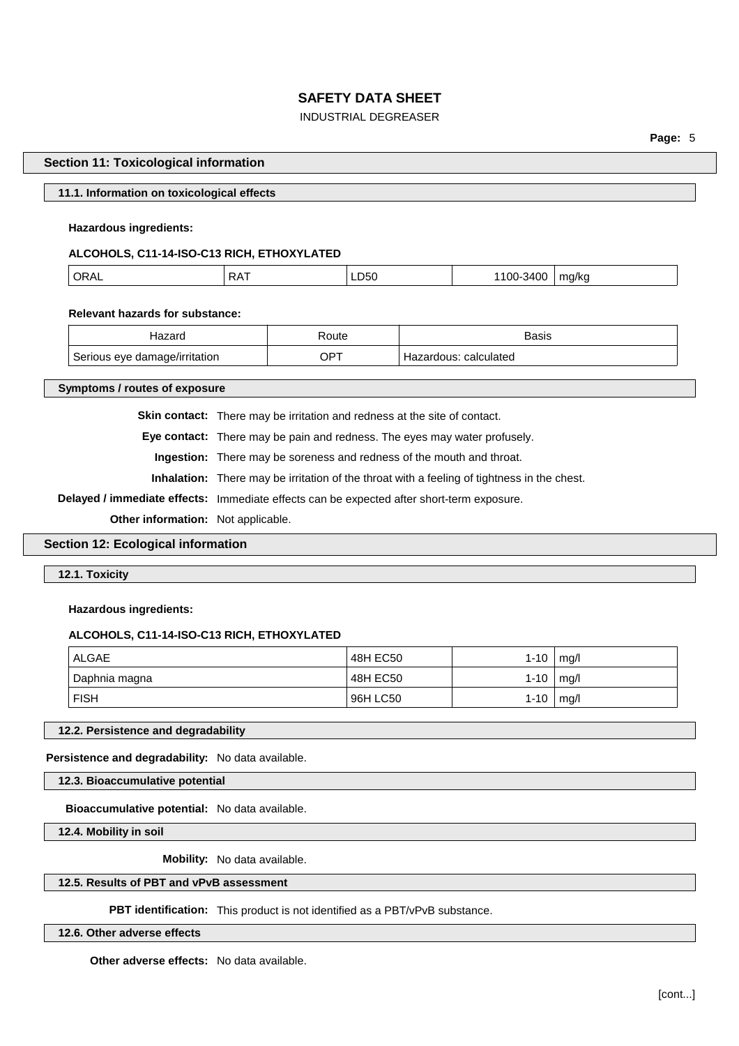## Section 11: Toxicological information

### 11.1. Information on toxicological effects

**Hazardous ingredients:**

**ALCOHOLS, C11-14-ISO-C13 RICH, ETHOXYLATED**

| ORAL | RAT | LD50 | 1100-3400 | mg/kg |
|---|---|---|---|---|

**Relevant hazards for substance:**

| Hazard | Route | Basis |
|---|---|---|
| Serious eye damage/irritation | OPT | Hazardous: calculated |

### Symptoms / routes of exposure

**Skin contact:** There may be irritation and redness at the site of contact.

**Eye contact:** There may be pain and redness. The eyes may water profusely.

**Ingestion:** There may be soreness and redness of the mouth and throat.

**Inhalation:** There may be irritation of the throat with a feeling of tightness in the chest.

**Delayed / immediate effects:** Immediate effects can be expected after short-term exposure.

**Other information:** Not applicable.

## Section 12: Ecological information

### 12.1. Toxicity

**Hazardous ingredients:**

**ALCOHOLS, C11-14-ISO-C13 RICH, ETHOXYLATED**

| ALGAE | 48H EC50 | 1-10 | mg/l |
|---|---|---|---|
| Daphnia magna | 48H EC50 | 1-10 | mg/l |
| FISH | 96H LC50 | 1-10 | mg/l |

### 12.2. Persistence and degradability

**Persistence and degradability:** No data available.

### 12.3. Bioaccumulative potential

**Bioaccumulative potential:** No data available.

### 12.4. Mobility in soil

**Mobility:** No data available.

### 12.5. Results of PBT and vPvB assessment

**PBT identification:** This product is not identified as a PBT/vPvB substance.

### 12.6. Other adverse effects

**Other adverse effects:** No data available.

[cont...]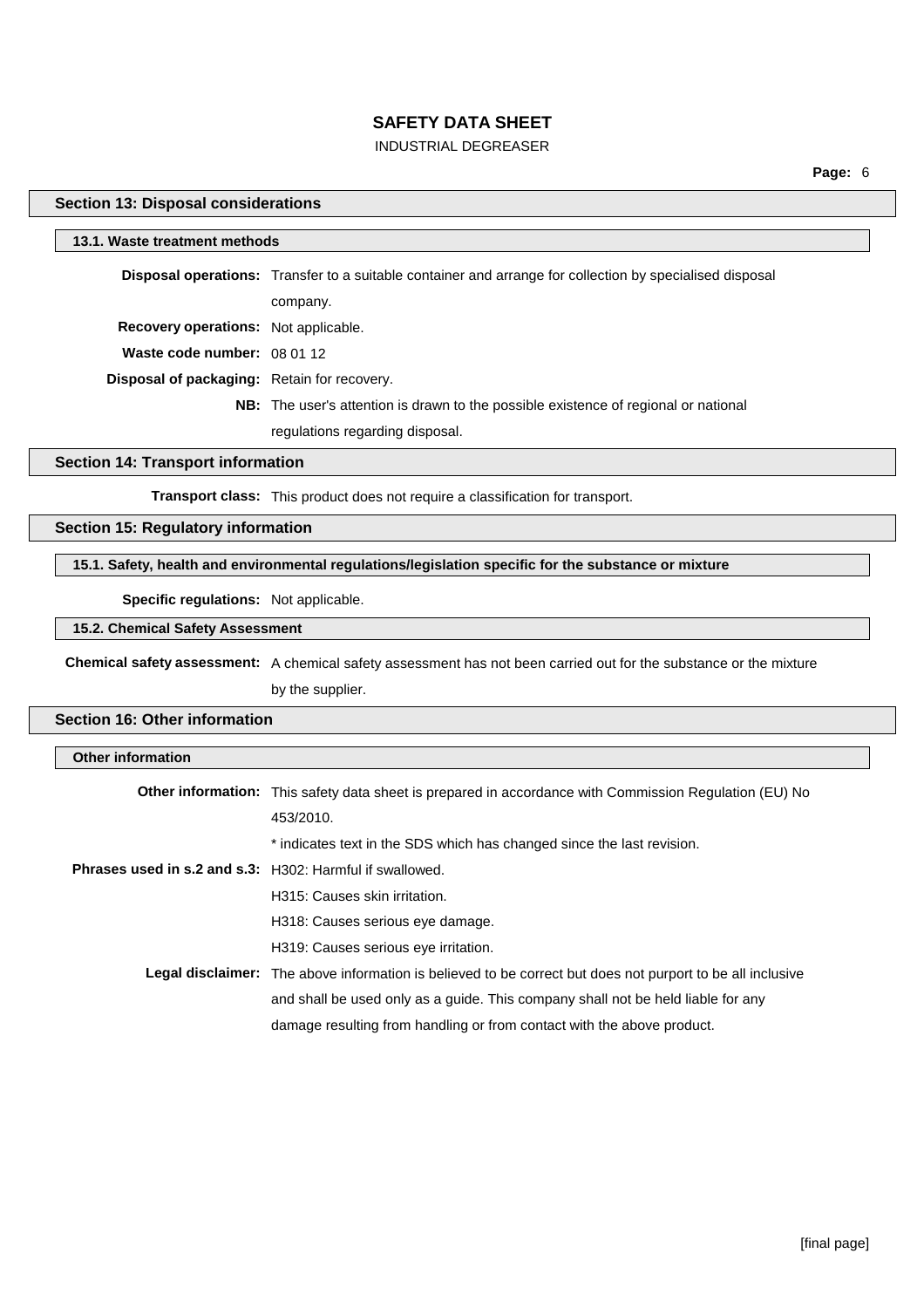## Section 13: Disposal considerations

### 13.1. Waste treatment methods

**Disposal operations:** Transfer to a suitable container and arrange for collection by specialised disposal company.

**Recovery operations:** Not applicable.

**Waste code number:** 08 01 12

**Disposal of packaging:** Retain for recovery.

**NB:** The user's attention is drawn to the possible existence of regional or national regulations regarding disposal.

## Section 14: Transport information

**Transport class:** This product does not require a classification for transport.

## Section 15: Regulatory information

### 15.1. Safety, health and environmental regulations/legislation specific for the substance or mixture

**Specific regulations:** Not applicable.

### 15.2. Chemical Safety Assessment

**Chemical safety assessment:** A chemical safety assessment has not been carried out for the substance or the mixture by the supplier.

## Section 16: Other information

### Other information

**Other information:** This safety data sheet is prepared in accordance with Commission Regulation (EU) No 453/2010.

* indicates text in the SDS which has changed since the last revision.

**Phrases used in s.2 and s.3:** H302: Harmful if swallowed.

H315: Causes skin irritation.

H318: Causes serious eye damage.

H319: Causes serious eye irritation.

**Legal disclaimer:** The above information is believed to be correct but does not purport to be all inclusive and shall be used only as a guide. This company shall not be held liable for any damage resulting from handling or from contact with the above product.

[final page]